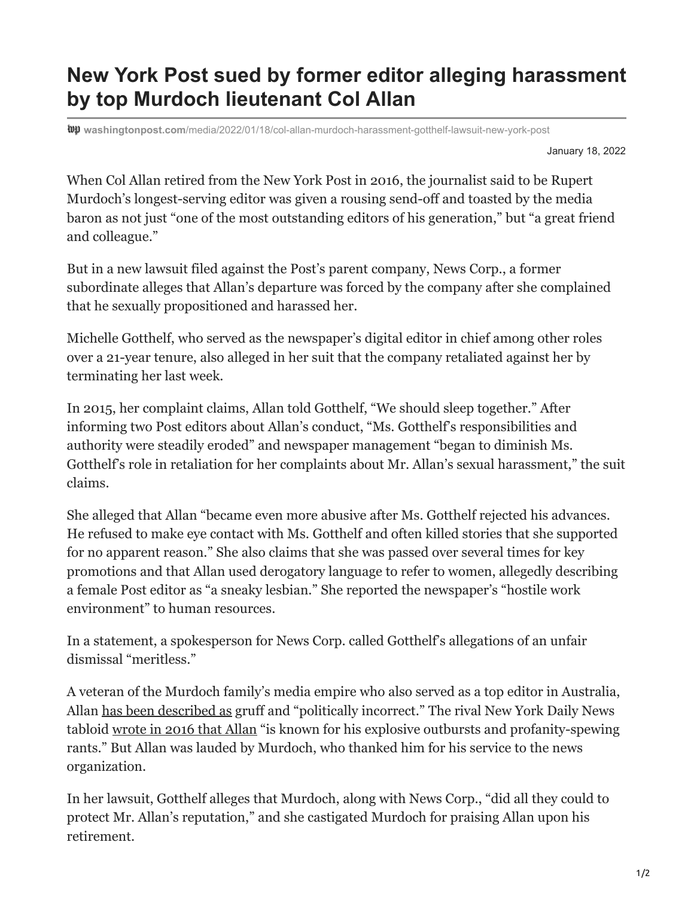# New York Post sued by former editor alleging harassment by top Murdoch lieutenant Col Allan

washingtonpost.com/media/2022/01/18/col-allan-murdoch-harassment-gotthelf-lawsuit-new-york-post

January 18, 2022

When Col Allan retired from the New York Post in 2016, the journalist said to be Rupert Murdoch's longest-serving editor was given a rousing send-off and toasted by the media baron as not just "one of the most outstanding editors of his generation," but "a great friend and colleague."

But in a new lawsuit filed against the Post's parent company, News Corp., a former subordinate alleges that Allan's departure was forced by the company after she complained that he sexually propositioned and harassed her.

Michelle Gotthelf, who served as the newspaper's digital editor in chief among other roles over a 21-year tenure, also alleged in her suit that the company retaliated against her by terminating her last week.

In 2015, her complaint claims, Allan told Gotthelf, "We should sleep together." After informing two Post editors about Allan's conduct, "Ms. Gotthelf's responsibilities and authority were steadily eroded" and newspaper management "began to diminish Ms. Gotthelf's role in retaliation for her complaints about Mr. Allan's sexual harassment," the suit claims.

She alleged that Allan "became even more abusive after Ms. Gotthelf rejected his advances. He refused to make eye contact with Ms. Gotthelf and often killed stories that she supported for no apparent reason." She also claims that she was passed over several times for key promotions and that Allan used derogatory language to refer to women, allegedly describing a female Post editor as "a sneaky lesbian." She reported the newspaper's "hostile work environment" to human resources.

In a statement, a spokesperson for News Corp. called Gotthelf's allegations of an unfair dismissal "meritless."

A veteran of the Murdoch family's media empire who also served as a top editor in Australia, Allan has been described as gruff and "politically incorrect." The rival New York Daily News tabloid wrote in 2016 that Allan "is known for his explosive outbursts and profanity-spewing rants." But Allan was lauded by Murdoch, who thanked him for his service to the news organization.

In her lawsuit, Gotthelf alleges that Murdoch, along with News Corp., "did all they could to protect Mr. Allan's reputation," and she castigated Murdoch for praising Allan upon his retirement.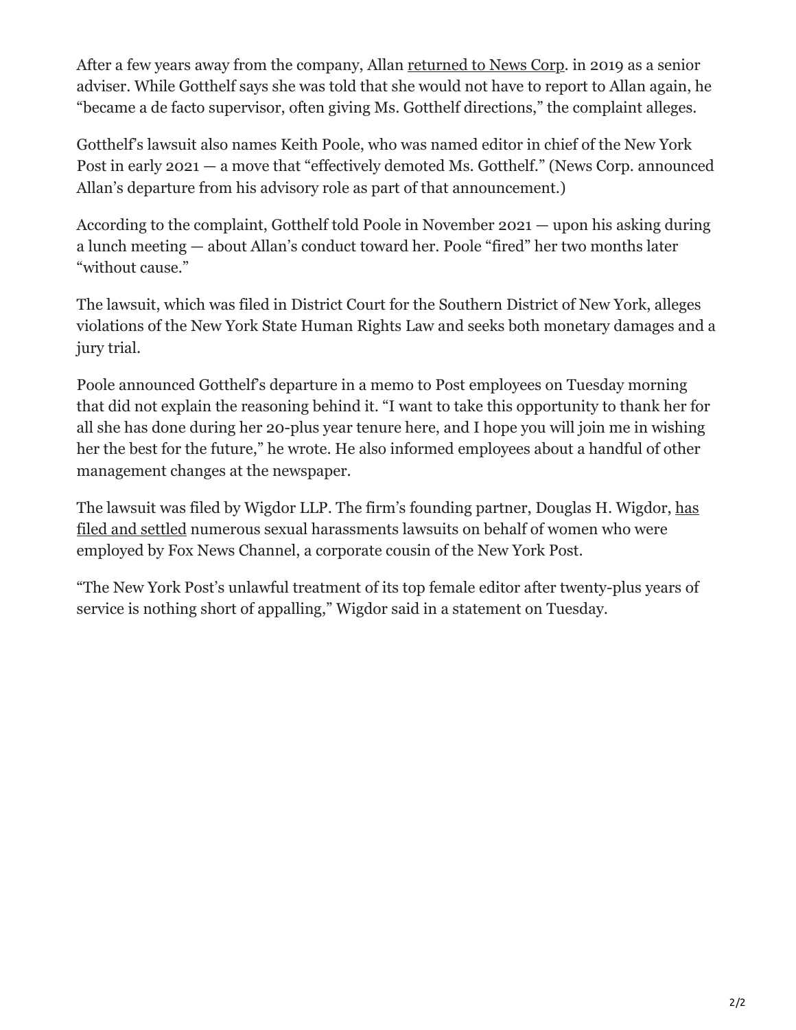After a few years away from the company, Allan returned to News Corp. in 2019 as a senior adviser. While Gotthelf says she was told that she would not have to report to Allan again, he "became a de facto supervisor, often giving Ms. Gotthelf directions," the complaint alleges.

Gotthelf's lawsuit also names Keith Poole, who was named editor in chief of the New York Post in early 2021 — a move that "effectively demoted Ms. Gotthelf." (News Corp. announced Allan's departure from his advisory role as part of that announcement.)

According to the complaint, Gotthelf told Poole in November 2021 — upon his asking during a lunch meeting — about Allan's conduct toward her. Poole "fired" her two months later "without cause."

The lawsuit, which was filed in District Court for the Southern District of New York, alleges violations of the New York State Human Rights Law and seeks both monetary damages and a jury trial.

Poole announced Gotthelf's departure in a memo to Post employees on Tuesday morning that did not explain the reasoning behind it. "I want to take this opportunity to thank her for all she has done during her 20-plus year tenure here, and I hope you will join me in wishing her the best for the future," he wrote. He also informed employees about a handful of other management changes at the newspaper.

The lawsuit was filed by Wigdor LLP. The firm's founding partner, Douglas H. Wigdor, has filed and settled numerous sexual harassments lawsuits on behalf of women who were employed by Fox News Channel, a corporate cousin of the New York Post.

"The New York Post's unlawful treatment of its top female editor after twenty-plus years of service is nothing short of appalling," Wigdor said in a statement on Tuesday.